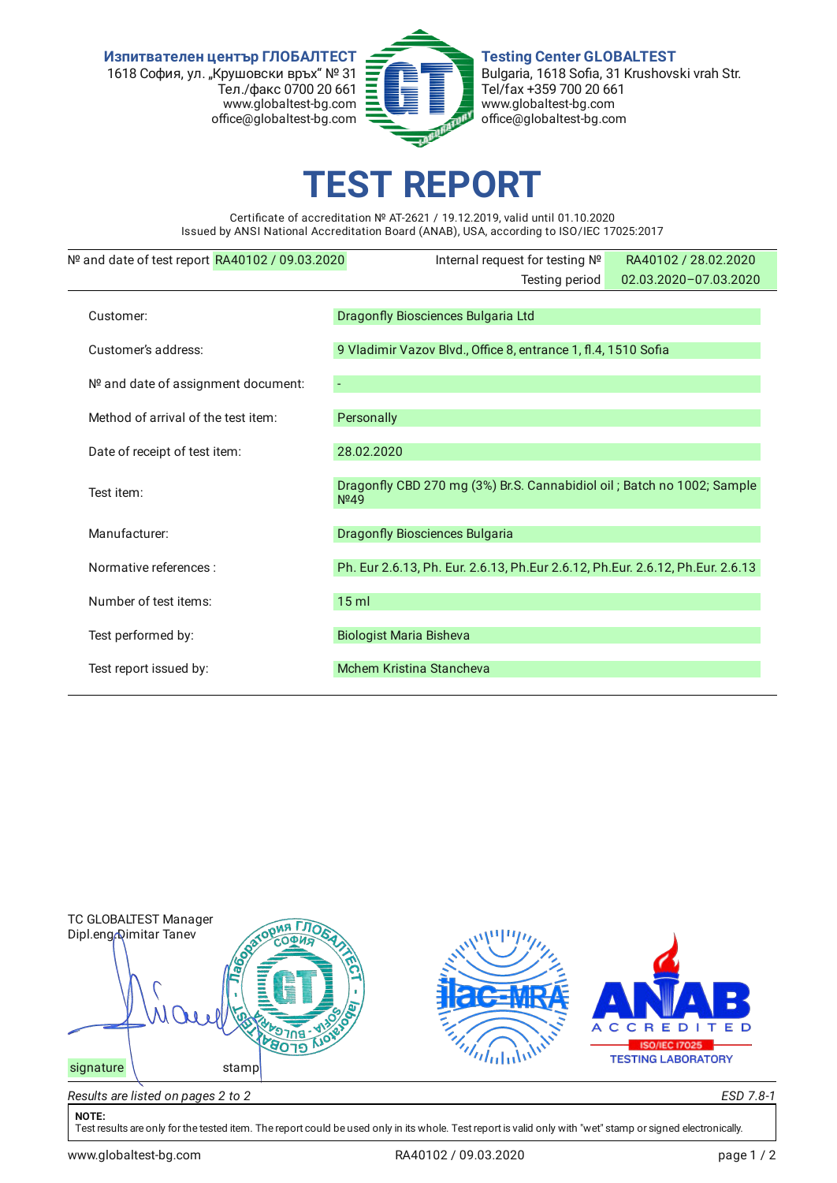**Изпитвателен център ГЛОБАЛТЕСТ**
1618 София, ул. „Крушовски връх“ № 31
Тел./факс 0700 20 661
www.globaltest-bg.com
office@globaltest-bg.com

**Testing Center GLOBALTEST**
Bulgaria, 1618 Sofia, 31 Krushovski vrah Str.
Tel/fax +359 700 20 661
www.globaltest-bg.com
office@globaltest-bg.com

# TEST REPORT

Certificate of accreditation № AT-2621 / 19.12.2019, valid until 01.10.2020
Issued by ANSI National Accreditation Board (ANAB), USA, according to ISO/IEC 17025:2017

| № and date of test report | RA40102 / 09.03.2020 | Internal request for testing № | RA40102 / 28.02.2020 |
|---|---|---|---|
| | | Testing period | 02.03.2020–07.03.2020 |

| | |
|---|---|
| Customer: | Dragonfly Biosciences Bulgaria Ltd |
| Customer's address: | 9 Vladimir Vazov Blvd., Office 8, entrance 1, fl.4, 1510 Sofia |
| № and date of assignment document: | - |
| Method of arrival of the test item: | Personally |
| Date of receipt of test item: | 28.02.2020 |
| Test item: | Dragonfly CBD 270 mg (3%) Br.S. Cannabidiol oil ; Batch no 1002; Sample №49 |
| Manufacturer: | Dragonfly Biosciences Bulgaria |
| Normative references : | Ph. Eur 2.6.13, Ph. Eur. 2.6.13, Ph.Eur 2.6.12, Ph.Eur. 2.6.12, Ph.Eur. 2.6.13 |
| Number of test items: | 15 ml |
| Test performed by: | Biologist Maria Bisheva |
| Test report issued by: | Mchem Kristina Stancheva |

TC GLOBALTEST Manager
Dipl.eng Dimitar Tanev

signature stamp

ACCREDITED ISO/IEC 17025 TESTING LABORATORY

*Results are listed on pages 2 to 2* *ESD 7.8-1*

**NOTE:**
Test results are only for the tested item. The report could be used only in its whole. Test report is valid only with "wet" stamp or signed electronically.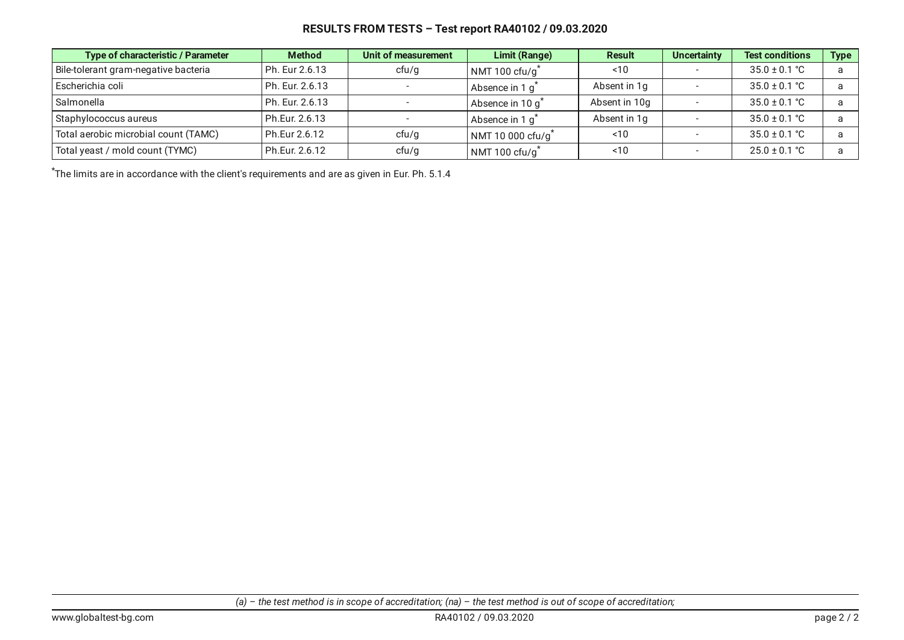## RESULTS FROM TESTS – Test report RA40102 / 09.03.2020

| Type of characteristic / Parameter | Method | Unit of measurement | Limit (Range) | Result | Uncertainty | Test conditions | Type |
|---|---|---|---|---|---|---|---|
| Bile-tolerant gram-negative bacteria | Ph. Eur 2.6.13 | cfu/g | NMT 100 cfu/g* | <10 | - | 35.0 ± 0.1 °C | a |
| Escherichia coli | Ph. Eur. 2.6.13 | - | Absence in 1 g* | Absent in 1g | - | 35.0 ± 0.1 °C | a |
| Salmonella | Ph. Eur. 2.6.13 | - | Absence in 10 g* | Absent in 10g | - | 35.0 ± 0.1 °C | a |
| Staphylococcus aureus | Ph.Eur. 2.6.13 | - | Absence in 1 g* | Absent in 1g | - | 35.0 ± 0.1 °C | a |
| Total aerobic microbial count (TAMC) | Ph.Eur 2.6.12 | cfu/g | NMT 10 000 cfu/g* | <10 | - | 35.0 ± 0.1 °C | a |
| Total yeast / mold count (TYMC) | Ph.Eur. 2.6.12 | cfu/g | NMT 100 cfu/g* | <10 | - | 25.0 ± 0.1 °C | a |

*The limits are in accordance with the client's requirements and are as given in Eur. Ph. 5.1.4

*(a) – the test method is in scope of accreditation; (na) – the test method is out of scope of accreditation;*